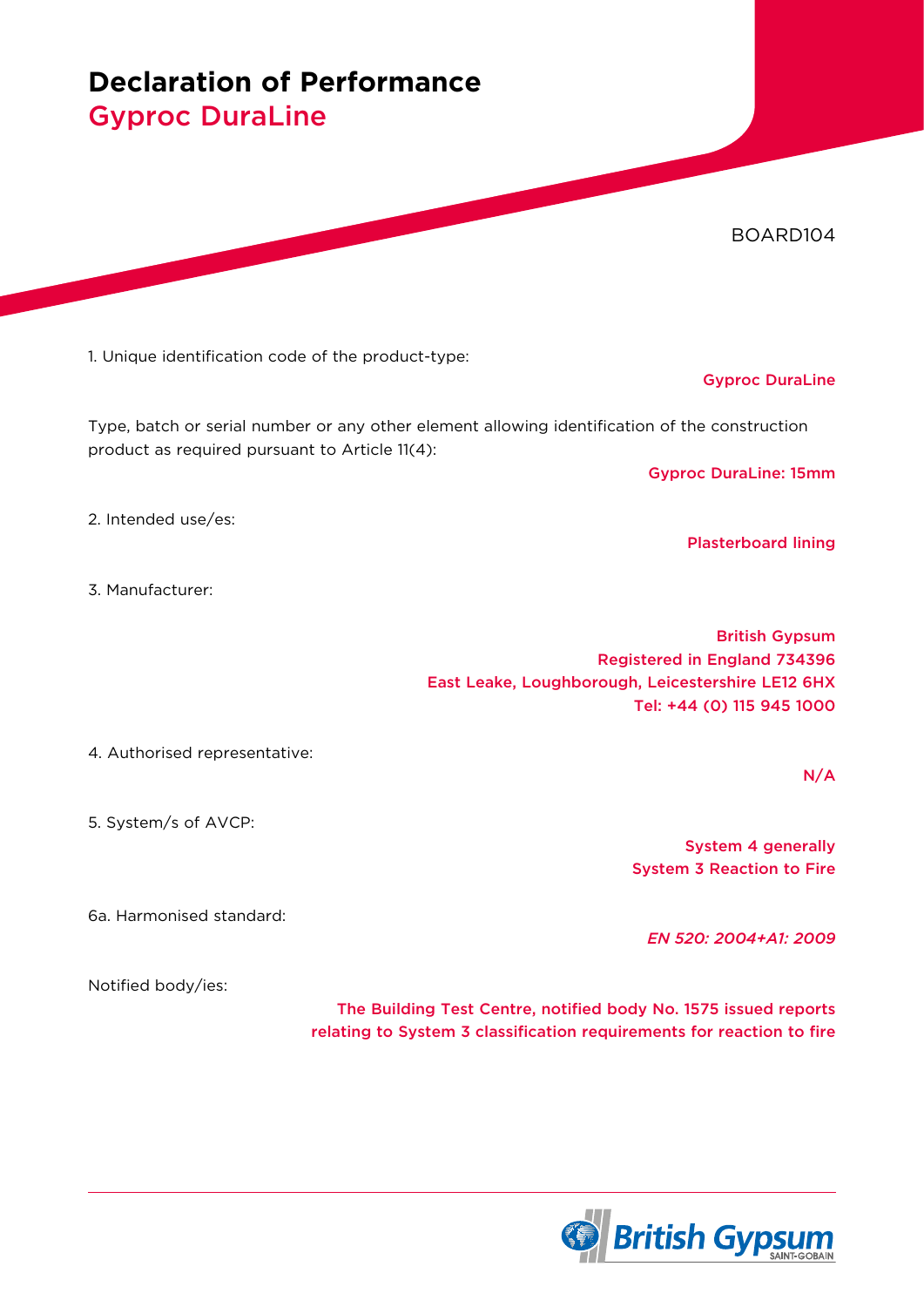# Declaration of Performance

## Gyproc DuraLine

BOARD104

1. Unique identification code of the product-type:

**Gyproc DuraLine**

Type, batch or serial number or any other element allowing identification of the construction product as required pursuant to Article 11(4):

**Gyproc DuraLine: 15mm**

2. Intended use/es:

**Plasterboard lining**

3. Manufacturer:

**British Gypsum**
**Registered in England 734396**
**East Leake, Loughborough, Leicestershire LE12 6HX**
**Tel: +44 (0) 115 945 1000**

4. Authorised representative:

**N/A**

5. System/s of AVCP:

**System 4 generally**
**System 3 Reaction to Fire**

6a. Harmonised standard:

*EN 520: 2004+A1: 2009*

Notified body/ies:

**The Building Test Centre, notified body No. 1575 issued reports relating to System 3 classification requirements for reaction to fire**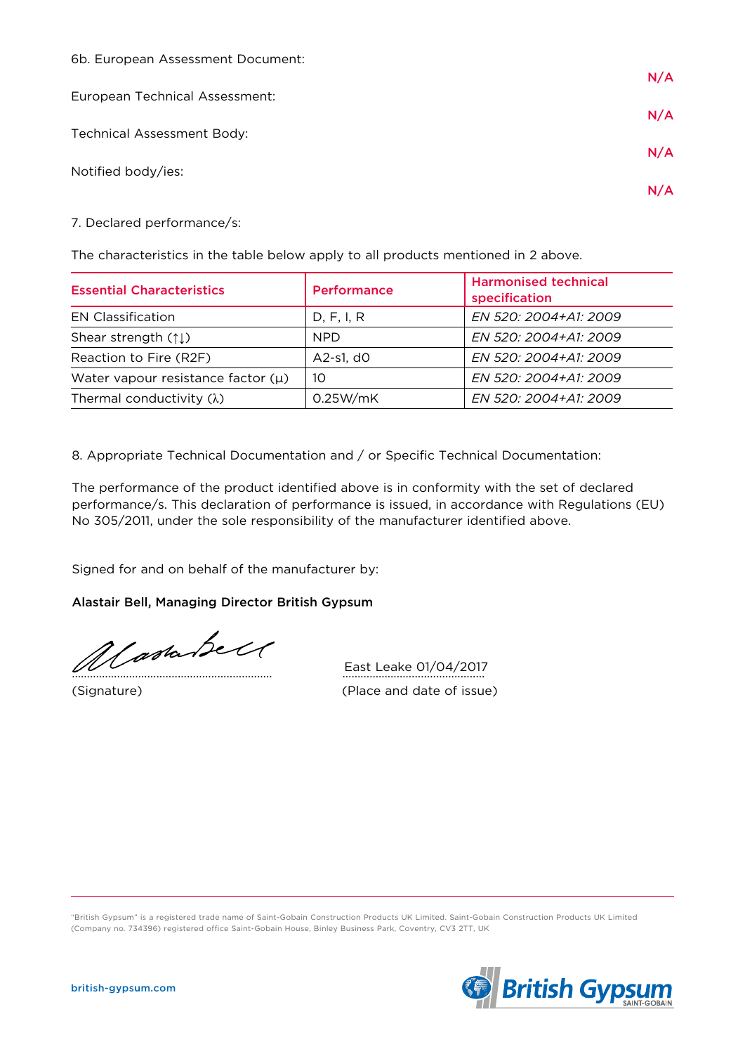6b. European Assessment Document: N/A

European Technical Assessment: N/A

Technical Assessment Body: N/A

Notified body/ies: N/A

7. Declared performance/s:

The characteristics in the table below apply to all products mentioned in 2 above.

| Essential Characteristics | Performance | Harmonised technical specification |
|---|---|---|
| EN Classification | D, F, I, R | *EN 520: 2004+A1: 2009* |
| Shear strength (↑↓) | NPD | *EN 520: 2004+A1: 2009* |
| Reaction to Fire (R2F) | A2-s1, d0 | *EN 520: 2004+A1: 2009* |
| Water vapour resistance factor ($\mu$) | 10 | *EN 520: 2004+A1: 2009* |
| Thermal conductivity ($\lambda$) | 0.25W/mK | *EN 520: 2004+A1: 2009* |

8. Appropriate Technical Documentation and / or Specific Technical Documentation:

The performance of the product identified above is in conformity with the set of declared performance/s. This declaration of performance is issued, in accordance with Regulations (EU) No 305/2011, under the sole responsibility of the manufacturer identified above.

Signed for and on behalf of the manufacturer by:

**Alastair Bell, Managing Director British Gypsum**

(Signature)

East Leake 01/04/2017
(Place and date of issue)

"British Gypsum" is a registered trade name of Saint-Gobain Construction Products UK Limited. Saint-Gobain Construction Products UK Limited (Company no. 734396) registered office Saint-Gobain House, Binley Business Park, Coventry, CV3 2TT, UK

british-gypsum.com